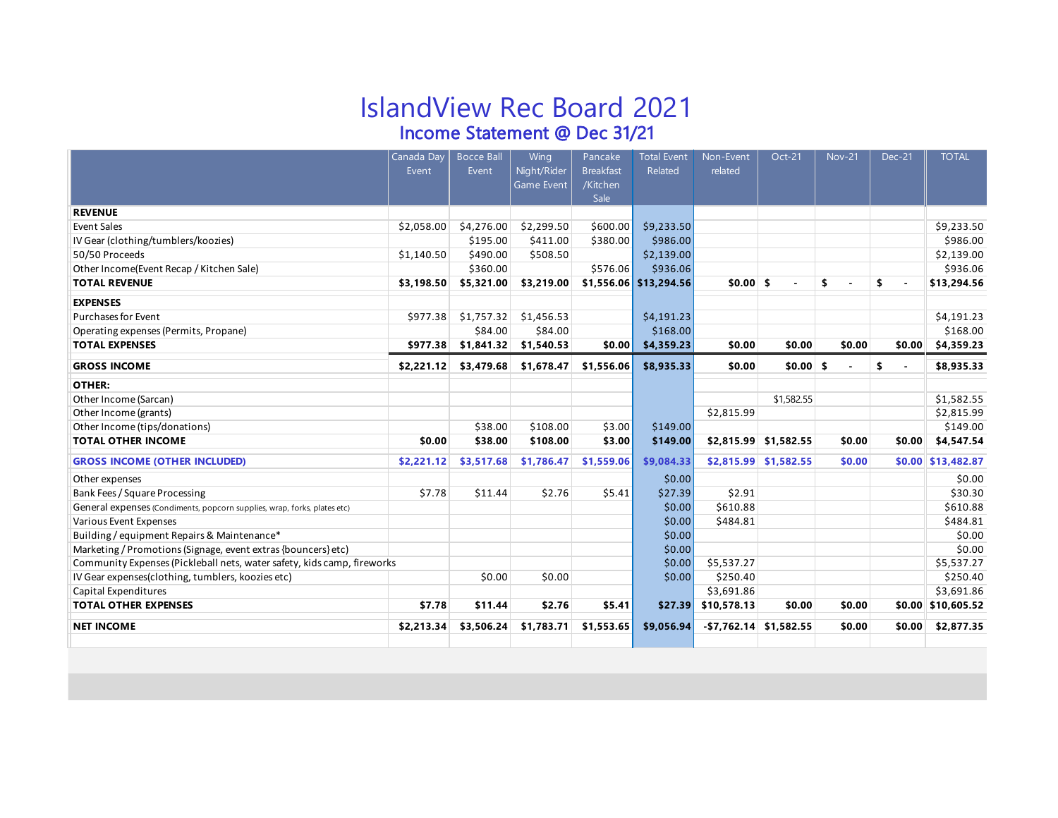# IslandView Rec Board 2021

## Income Statement @ Dec 31/21

| | Canada Day Event | Bocce Ball Event | Wing Night/Rider Game Event | Pancake Breakfast /Kitchen Sale | Total Event Related | Non-Event related | Oct-21 | Nov-21 | Dec-21 | TOTAL |
|---|---|---|---|---|---|---|---|---|---|---|
| **REVENUE** | | | | | | | | | | |
| Event Sales | $2,058.00 | $4,276.00 | $2,299.50 | $600.00 | $9,233.50 | | | | | $9,233.50 |
| IV Gear (clothing/tumblers/koozies) | | $195.00 | $411.00 | $380.00 | $986.00 | | | | | $986.00 |
| 50/50 Proceeds | $1,140.50 | $490.00 | $508.50 | | $2,139.00 | | | | | $2,139.00 |
| Other Income(Event Recap / Kitchen Sale) | | $360.00 | | $576.06 | $936.06 | | | | | $936.06 |
| **TOTAL REVENUE** | **$3,198.50** | **$5,321.00** | **$3,219.00** | **$1,556.06** | **$13,294.56** | **$0.00** | **$ -** | **$ -** | **$ -** | **$13,294.56** |
| **EXPENSES** | | | | | | | | | | |
| Purchases for Event | $977.38 | $1,757.32 | $1,456.53 | | $4,191.23 | | | | | $4,191.23 |
| Operating expenses (Permits, Propane) | | $84.00 | $84.00 | | $168.00 | | | | | $168.00 |
| **TOTAL EXPENSES** | **$977.38** | **$1,841.32** | **$1,540.53** | **$0.00** | **$4,359.23** | **$0.00** | **$0.00** | **$0.00** | **$0.00** | **$4,359.23** |
| **GROSS INCOME** | **$2,221.12** | **$3,479.68** | **$1,678.47** | **$1,556.06** | **$8,935.33** | **$0.00** | **$0.00** | **$ -** | **$ -** | **$8,935.33** |
| **OTHER:** | | | | | | | | | | |
| Other Income (Sarcan) | | | | | | | $1,582.55 | | | $1,582.55 |
| Other Income (grants) | | | | | | $2,815.99 | | | | $2,815.99 |
| Other Income (tips/donations) | | $38.00 | $108.00 | $3.00 | $149.00 | | | | | $149.00 |
| **TOTAL OTHER INCOME** | **$0.00** | **$38.00** | **$108.00** | **$3.00** | **$149.00** | **$2,815.99** | **$1,582.55** | **$0.00** | **$0.00** | **$4,547.54** |
| **GROSS INCOME (OTHER INCLUDED)** | **$2,221.12** | **$3,517.68** | **$1,786.47** | **$1,559.06** | **$9,084.33** | **$2,815.99** | **$1,582.55** | **$0.00** | **$0.00** | **$13,482.87** |
| Other expenses | | | | | $0.00 | | | | | $0.00 |
| Bank Fees / Square Processing | $7.78 | $11.44 | $2.76 | $5.41 | $27.39 | $2.91 | | | | $30.30 |
| General expenses (Condiments, popcorn supplies, wrap, forks, plates etc) | | | | | $0.00 | $610.88 | | | | $610.88 |
| Various Event Expenses | | | | | $0.00 | $484.81 | | | | $484.81 |
| Building / equipment Repairs & Maintenance* | | | | | $0.00 | | | | | $0.00 |
| Marketing / Promotions (Signage, event extras {bouncers} etc) | | | | | $0.00 | | | | | $0.00 |
| Community Expenses (Pickleball nets, water safety, kids camp, fireworks | | | | | $0.00 | $5,537.27 | | | | $5,537.27 |
| IV Gear expenses(clothing, tumblers, koozies etc) | | $0.00 | $0.00 | | $0.00 | $250.40 | | | | $250.40 |
| Capital Expenditures | | | | | | $3,691.86 | | | | $3,691.86 |
| **TOTAL OTHER EXPENSES** | **$7.78** | **$11.44** | **$2.76** | **$5.41** | **$27.39** | **$10,578.13** | **$0.00** | **$0.00** | **$0.00** | **$10,605.52** |
| **NET INCOME** | **$2,213.34** | **$3,506.24** | **$1,783.71** | **$1,553.65** | **$9,056.94** | **-$7,762.14** | **$1,582.55** | **$0.00** | **$0.00** | **$2,877.35** |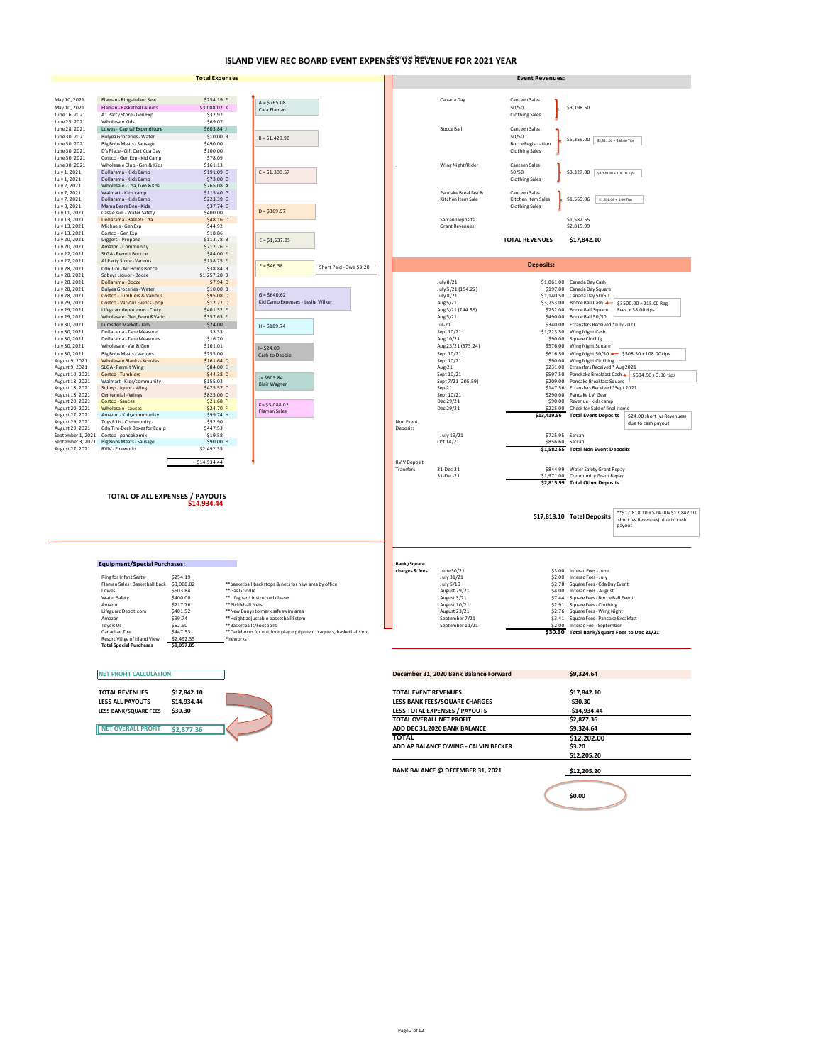# ISLAND VIEW REC BOARD EVENT EXPENSES VS REVENUE FOR 2021 YEAR

## Total Expenses

| Date | Description | Amount | Code |
|---|---|---|---|
| May 10, 2021 | Flaman - Rings Infant Seat | $254.19 | E |
| May 10, 2021 | Flaman - Basketball & nets | $3,088.02 | K |
| June 16, 2021 | A1 Party Store - Gen Exp | $32.97 | |
| June 25, 2021 | Wholesale Kids | $69.07 | |
| June 28, 2021 | Lowes - Capital Expenditure | $603.84 | J |
| June 30, 2021 | Bulyea Groceries - Water | $10.00 | B |
| June 30, 2021 | Big Bobs Meats - Sausage | $490.00 | |
| June 30, 2021 | D's Place - Gift Cert Cda Day | $100.00 | |
| June 30, 2021 | Costco - Gen Exp - Kid Camp | $78.09 | |
| June 30, 2021 | Wholesale Club - Gen & Kids | $161.13 | |
| July 1, 2021 | Dollarama - Kids Camp | $191.09 | G |
| July 1, 2021 | Dollarama - Kids Camp | $73.00 | G |
| July 2, 2021 | Wholesale - Cda, Gen &Kds | $765.08 | A |
| July 7, 2021 | Walmart - Kids camp | $115.40 | G |
| July 7, 2021 | Dollarama - Kids Camp | $223.39 | G |
| July 8, 2021 | Mama Bears Den - Kids | $37.74 | G |
| July 11, 2021 | Cassie Kiel - Water Safety | $400.00 | |
| July 13, 2021 | Dollarama - Baskets Cda | $48.16 | D |
| July 13, 2021 | Michaels - Gen Exp | $44.92 | |
| July 13, 2021 | Costco - Gen Exp | $18.86 | |
| July 20, 2021 | Diggers - Propane | $113.78 | B |
| July 20, 2021 | Amazon - Community | $217.76 | E |
| July 22, 2021 | SLGA - Permit Boccce | $84.00 | E |
| July 27, 2021 | A! Party Store - Various | $138.75 | E |
| July 28, 2021 | Cdn Tire - Air Horns Bocce | $38.84 | B |
| July 28, 2021 | Sobeys Liquor - Bocce | $1,257.28 | B |
| July 28, 2021 | Dollarama - Bocce | $7.94 | D |
| July 28, 2021 | Bulyea Groceries - Water | $10.00 | B |
| July 28, 2021 | Costco - Tumblers & Various | $95.08 | D |
| July 29, 2021 | Costco - Various Events - pop | $12.77 | D |
| July 29, 2021 | Lifeguarddepot.com - Cmty | $401.52 | E |
| July 29, 2021 | Wholesale - Gen,Event&Vario | $357.63 | E |
| July 30, 2021 | Lumsden Market - Jam | $24.00 | I |
| July 30, 2021 | Dollarama - Tape Measure | $3.33 | |
| July 30, 2021 | Dollarama - Tape Measures | $16.70 | |
| July 30, 2021 | Wholesale - Var & Gen | $101.01 | |
| July 30, 2021 | Big Bobs Meats - Various | $255.00 | |
| August 9, 2021 | Wholesale Blanks - Koozies | $161.64 | D |
| August 9, 2021 | SLGA - Permit Wing | $84.00 | E |
| August 10, 2021 | Costco - Tumblers | $44.38 | D |
| August 13, 2021 | Walmart - Kids/community | $155.03 | |
| August 18, 2021 | Sobeys Liquor - Wing | $475.57 | C |
| August 18, 2021 | Centennial - Wings | $825.00 | C |
| August 20, 2021 | Costco - Sauces | $21.68 | F |
| August 20, 2021 | Wholesale - sauces | $24.70 | F |
| August 27, 2021 | Amazon - Kids/community | $99.74 | H |
| August 29, 2021 | Toys R Us - Community - | $52.90 | |
| August 29, 2021 | Cdn Tire-Deck Boxes for Equip | $447.53 | |
| September 1, 2021 | Costco - pancake mix | $19.58 | |
| September 3, 2021 | Big Bobs Meats - Sausage | $90.00 | H |
| August 27, 2021 | RVIV - Fireworks | $2,492.35 | |
| | | $14,934.44 | |

- A = $765.08 Cara Flaman
- B = $1,429.90
- C = $1,300.57
- D = $369.97
- E = $1,537.85
- F = $46.38 — Short Paid - Owe $3.20
- G = $640.62 Kid Camp Expenses - Leslie Wilker
- H = $189.74
- I = $24.00 Cash to Debbie
- J = $603.84 Blair Wagner
- K = $3,088.02 Flaman Sales

**TOTAL OF ALL EXPENSES / PAYOUTS**
**$14,934.44**

## Event Revenues:

| Event | Sources | Amount | Note |
|---|---|---|---|
| Canada Day | Canteen Sales, 50/50, Clothing Sales | $3,198.50 | |
| Bocce Ball | Canteen Sales, 50/50, Bocce Registration, Clothing Sales | $5,359.00 | $5,321.00 + $38.00 Tips |
| Wing Night/Rider | Canteen Sales, 50/50, Clothing Sales | $3,327.00 | $3,219.00 + 108.00 Tips |
| Pancake Breakfast & Kitchen Item Sale | Canteen Sales, Kitchen Item Sales, Clothing Sales | $1,559.06 | $1,556.06 + 3.00 Tips |
| Sarcan Deposits | | $1,582.55 | |
| Grant Revenues | | $2,815.99 | |
| **TOTAL REVENUES** | | **$17,842.10** | |

## Deposits:

| | Date | Amount | Description | Note |
|---|---|---|---|---|
| | July 8/21 | $1,861.00 | Canada Day Cash | |
| | July 5/21 (194.22) | $197.00 | Canada Day Square | |
| | July 8/21 | $1,140.50 | Canada Day 50/50 | |
| | Aug 5/21 | $3,753.00 | Bocce Ball Cash | $3500.00 + 215.00 Reg Fees + 38.00 tips |
| | Aug 3/21 (744.56) | $752.00 | Bocce Ball Square | |
| | Aug 5/21 | $490.00 | Bocce Ball 50/50 | |
| | Jul-21 | $340.00 | Etransfers Received *July 2021 | |
| | Sept 10/21 | $1,723.50 | Wing Night Cash | |
| | Aug 10/21 | $90.00 | Square Clothig | |
| | Aug 23/21 (573.24) | $576.00 | Wing Night Square | |
| | Sept 10/21 | $616.50 | Wing Night 50/50 | $508.50 + 108.00 tips |
| | Sept 10/21 | $90.00 | Wing Night Clothing | |
| | Aug-21 | $231.00 | Etransfers Received * Aug 2021 | |
| | Sept 10/21 | $597.50 | Pancake Breakfast Cash | $594.50 + 3.00 tips |
| | Sept 7/21 (205.59) | $209.00 | Pancake Breakfast Square | |
| | Sep-21 | $147.56 | Etransfers Received *Sept 2021 | |
| | Sept 10/21 | $290.00 | Pancake I.V. Gear | |
| | Dec 29/21 | $90.00 | Revenue - kids camp | |
| | Dec 29/21 | $225.00 | Check for Sale of final items | |
| | | **$13,419.56** | **Total Event Deposits** | $24.00 short (vs Revenues) due to cash payout |
| Non Event Deposits | July 19/21 | $725.95 | Sarcan | |
| | Oct 14/21 | $856.60 | Sarcan | |
| | | **$1,582.55** | **Total Non Event Deposits** | |
| RVIV Deposit Transfers | 31-Dec-21 | $844.99 | Water Safety Grant Repay | |
| | 31-Dec-21 | $1,971.00 | Community Grant Repay | |
| | | **$2,815.99** | **Total Other Deposits** | |

**$17,818.10 Total Deposits** — **$17,818.10 + $24.00= $17,842.10 short (vs Revenues) due to cash payout

## Equipment/Special Purchases:

| Item | Amount | Note |
|---|---|---|
| Ring for Infant Seats | $254.19 | |
| Flaman Sales - Basketball back | $3,088.02 | **basketball backstops & nets for new area by office |
| Lowes | $603.84 | **Gas Griddle |
| Water Safety | $400.00 | **Lifeguard instructed classes |
| Amazon | $217.76 | **Pickleball Nets |
| LifeguardDepot.com | $401.52 | **New Buoys to mark safe swim area |
| Amazon | $99.74 | **Height adjustable basketball Sstem |
| Toys R Us | $52.90 | **Basketballs/Footballs |
| Canadian Tire | $447.53 | **Deckboxes for outdoor play equipment, raquets, basketballs etc |
| Resort Villge of Island View | $2,492.35 | Fireworks |
| **Total Special Purchases** | **$8,057.85** | |

## Bank /Square charges & fees

| Date | Amount | Description |
|---|---|---|
| June 30/21 | $3.00 | Interac Fees - June |
| July 31/21 | $2.00 | Interac Fees - July |
| July 5/19 | $2.78 | Square Fees - Cda Day Event |
| August 29/21 | $4.00 | Interac Fees - August |
| August 3/21 | $7.44 | Square Fees - Bocce Ball Event |
| August 10/21 | $2.91 | Square Fees - Clothing |
| August 23/21 | $2.76 | Square Fees - Wing Night |
| September 7/21 | $3.41 | Square Fees - Pancake Breakfast |
| September 11/21 | $2.00 | Interac Fee - September |
| | **$30.30** | **Total Bank/Square Fees to Dec 31/21** |

## NET PROFIT CALCULATION

| | |
|---|---|
| **TOTAL REVENUES** | **$17,842.10** |
| **LESS ALL PAYOUTS** | **$14,934.44** |
| **LESS BANK/SQUARE FEES** | **$30.30** |
| **NET OVERALL PROFIT** | **$2,877.36** |

| | |
|---|---|
| **December 31, 2020 Bank Balance Forward** | **$9,324.64** |
| **TOTAL EVENT REVENUES** | **$17,842.10** |
| **LESS BANK FEES/SQUARE CHARGES** | **-$30.30** |
| **LESS TOTAL EXPENSES / PAYOUTS** | **-$14,934.44** |
| **TOTAL OVERALL NET PROFIT** | **$2,877.36** |
| **ADD DEC 31,2020 BANK BALANCE** | **$9,324.64** |
| **TOTAL** | **$12,202.00** |
| **ADD AP BALANCE OWING - CALVIN BECKER** | **$3.20** |
| | **$12,205.20** |
| **BANK BALANCE @ DECEMBER 31, 2021** | **$12,205.20** |
| | **$0.00** |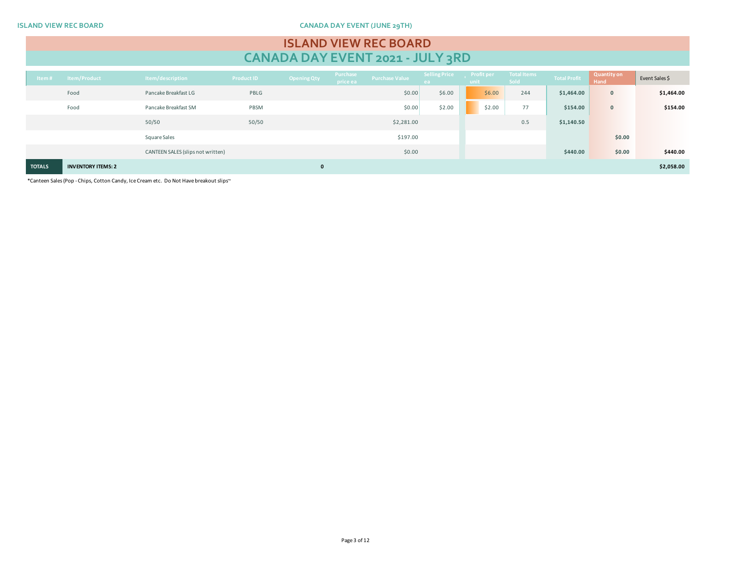# ISLAND VIEW REC BOARD

## CANADA DAY EVENT 2021 - JULY 3RD

| Item # | Item/Product | Item/description | Product ID | Opening Qty | Purchase price ea | Purchase Value | Selling Price ea | Profit per unit | Total Items Sold | Total Profit | Quantity on Hand | Event Sales $ |
|---|---|---|---|---|---|---|---|---|---|---|---|---|
| | Food | Pancake Breakfast LG | PBLG | | | $0.00 | $6.00 | $6.00 | 244 | $1,464.00 | 0 | $1,464.00 |
| | Food | Pancake Breakfast SM | PBSM | | | $0.00 | $2.00 | $2.00 | 77 | $154.00 | 0 | $154.00 |
| | | 50/50 | 50/50 | | | $2,281.00 | | | 0.5 | $1,140.50 | | |
| | | Square Sales | | | | $197.00 | | | | | $0.00 | |
| | | CANTEEN SALES (slips not written) | | | | $0.00 | | | | $440.00 | $0.00 | $440.00 |
| **TOTALS** | **INVENTORY ITEMS: 2** | | | **0** | | | | | | | | **$2,058.00** |

*Canteen Sales (Pop - Chips, Cotton Candy, Ice Cream etc. Do Not Have breakout slips~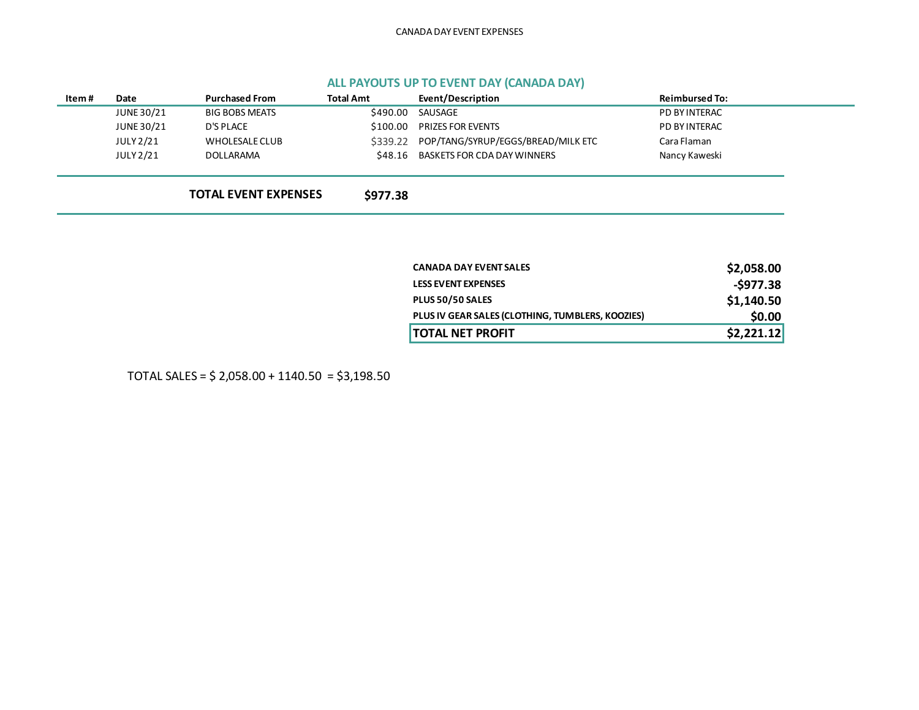CANADA DAY EVENT EXPENSES

## ALL PAYOUTS UP TO EVENT DAY (CANADA DAY)

| Item # | Date | Purchased From | Total Amt | Event/Description | Reimbursed To: |
|---|---|---|---|---|---|
| | JUNE 30/21 | BIG BOBS MEATS | $490.00 | SAUSAGE | PD BY INTERAC |
| | JUNE 30/21 | D'S PLACE | $100.00 | PRIZES FOR EVENTS | PD BY INTERAC |
| | JULY 2/21 | WHOLESALE CLUB | $339.22 | POP/TANG/SYRUP/EGGS/BREAD/MILK ETC | Cara Flaman |
| | JULY 2/21 | DOLLARAMA | $48.16 | BASKETS FOR CDA DAY WINNERS | Nancy Kaweski |
| | | **TOTAL EVENT EXPENSES** | **$977.38** | | |

| | |
|---|---|
| **CANADA DAY EVENT SALES** | **$2,058.00** |
| **LESS EVENT EXPENSES** | **-$977.38** |
| **PLUS 50/50 SALES** | **$1,140.50** |
| **PLUS IV GEAR SALES (CLOTHING, TUMBLERS, KOOZIES)** | **$0.00** |
| **TOTAL NET PROFIT** | **$2,221.12** |

TOTAL SALES = $ 2,058.00 + 1140.50 = $3,198.50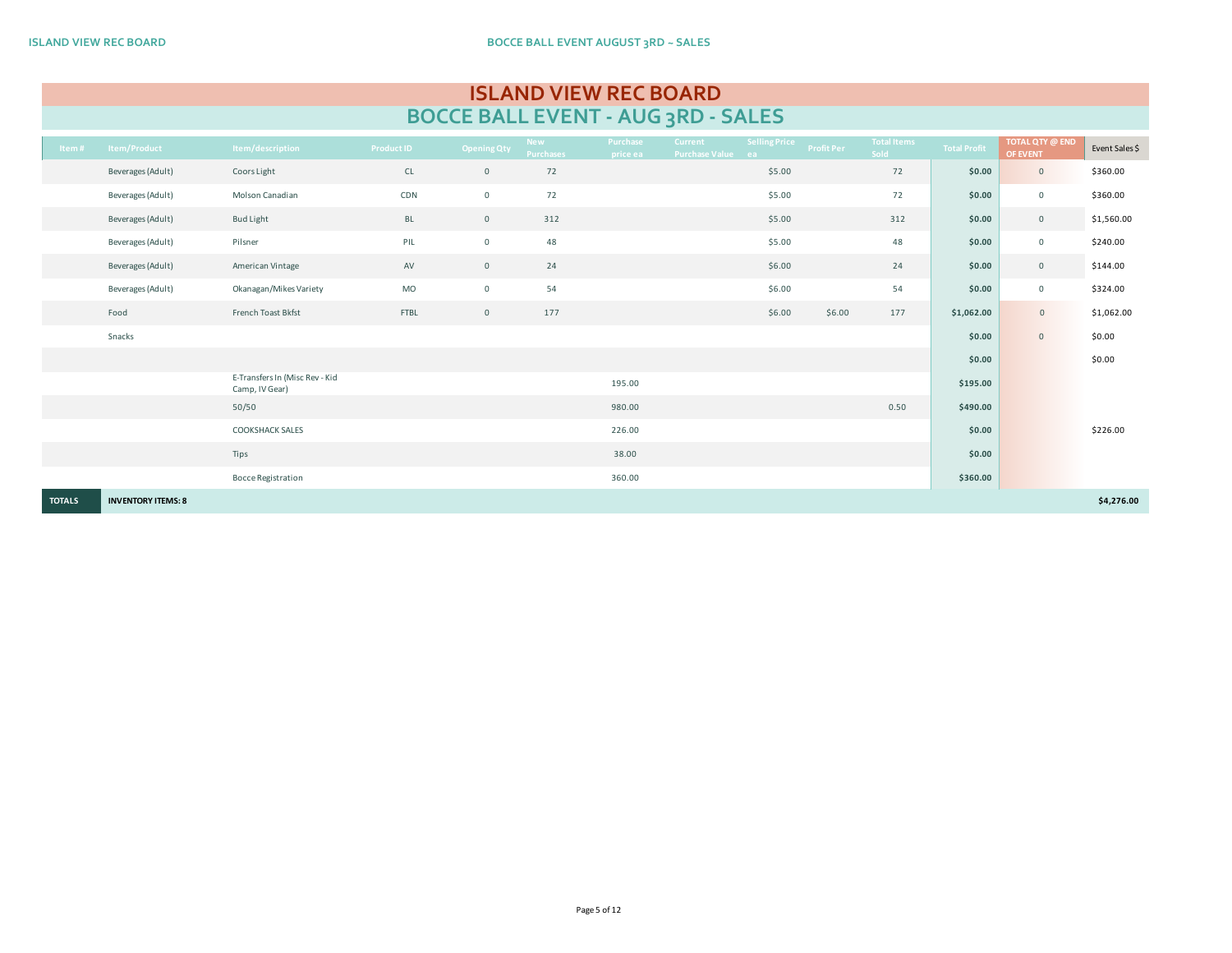# ISLAND VIEW REC BOARD

## BOCCE BALL EVENT - AUG 3RD - SALES

| Item # | Item/Product | Item/description | Product ID | Opening Qty | New Purchases | Purchase price ea | Current Purchase Value | Selling Price ea | Profit Per | Total Items Sold | Total Profit | TOTAL QTY @ END OF EVENT | Event Sales $ |
|---|---|---|---|---|---|---|---|---|---|---|---|---|---|
| | Beverages (Adult) | Coors Light | CL | 0 | 72 | | | $5.00 | | 72 | $0.00 | 0 | $360.00 |
| | Beverages (Adult) | Molson Canadian | CDN | 0 | 72 | | | $5.00 | | 72 | $0.00 | 0 | $360.00 |
| | Beverages (Adult) | Bud Light | BL | 0 | 312 | | | $5.00 | | 312 | $0.00 | 0 | $1,560.00 |
| | Beverages (Adult) | Pilsner | PIL | 0 | 48 | | | $5.00 | | 48 | $0.00 | 0 | $240.00 |
| | Beverages (Adult) | American Vintage | AV | 0 | 24 | | | $6.00 | | 24 | $0.00 | 0 | $144.00 |
| | Beverages (Adult) | Okanagan/Mikes Variety | MO | 0 | 54 | | | $6.00 | | 54 | $0.00 | 0 | $324.00 |
| | Food | French Toast Bkfst | FTBL | 0 | 177 | | | $6.00 | $6.00 | 177 | $1,062.00 | 0 | $1,062.00 |
| | Snacks | | | | | | | | | | $0.00 | 0 | $0.00 |
| | | | | | | | | | | | $0.00 | | $0.00 |
| | | E-Transfers In (Misc Rev - Kid Camp, IV Gear) | | | | 195.00 | | | | | $195.00 | | |
| | | 50/50 | | | | 980.00 | | | | 0.50 | $490.00 | | |
| | | COOKSHACK SALES | | | | 226.00 | | | | | $0.00 | | $226.00 |
| | | Tips | | | | 38.00 | | | | | $0.00 | | |
| | | Bocce Registration | | | | 360.00 | | | | | $360.00 | | |
| **TOTALS** | **INVENTORY ITEMS: 8** | | | | | | | | | | | | **$4,276.00** |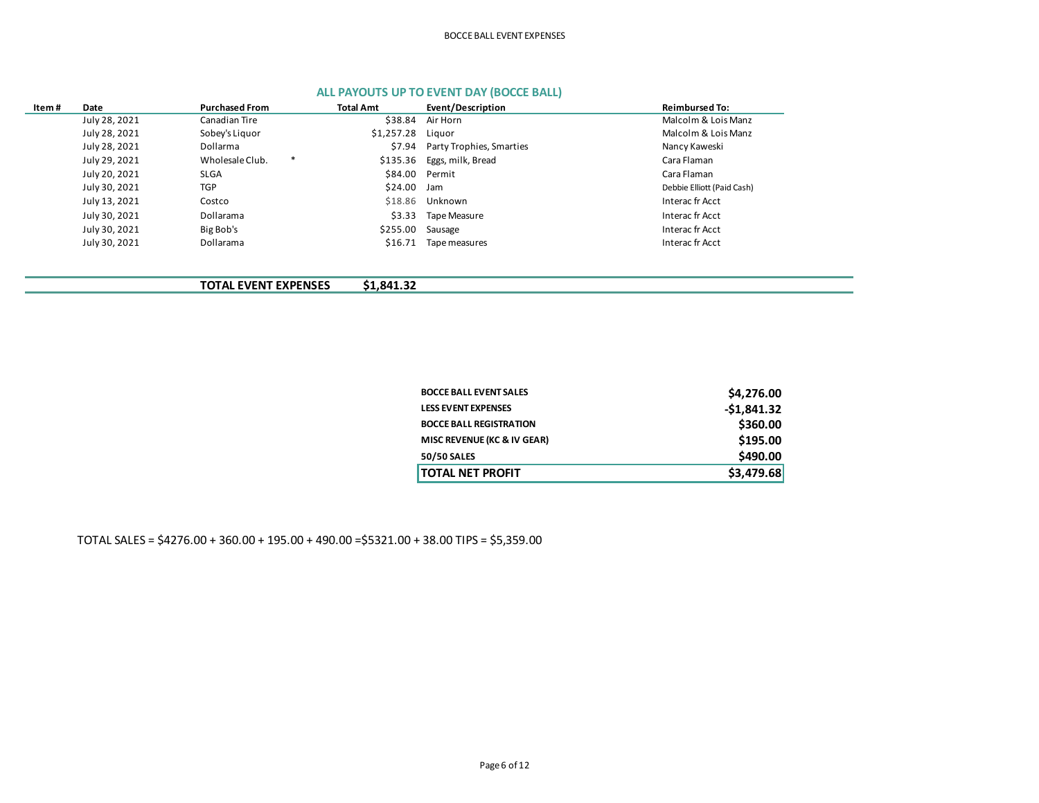BOCCE BALL EVENT EXPENSES

## ALL PAYOUTS UP TO EVENT DAY (BOCCE BALL)

| Item # | Date | Purchased From | Total Amt | Event/Description | Reimbursed To: |
|---|---|---|---|---|---|
| | July 28, 2021 | Canadian Tire | $38.84 | Air Horn | Malcolm & Lois Manz |
| | July 28, 2021 | Sobey's Liquor | $1,257.28 | Liquor | Malcolm & Lois Manz |
| | July 28, 2021 | Dollarma | $7.94 | Party Trophies, Smarties | Nancy Kaweski |
| | July 29, 2021 | Wholesale Club. * | $135.36 | Eggs, milk, Bread | Cara Flaman |
| | July 20, 2021 | SLGA | $84.00 | Permit | Cara Flaman |
| | July 30, 2021 | TGP | $24.00 | Jam | Debbie Elliott (Paid Cash) |
| | July 13, 2021 | Costco | $18.86 | Unknown | Interac fr Acct |
| | July 30, 2021 | Dollarama | $3.33 | Tape Measure | Interac fr Acct |
| | July 30, 2021 | Big Bob's | $255.00 | Sausage | Interac fr Acct |
| | July 30, 2021 | Dollarama | $16.71 | Tape measures | Interac fr Acct |
| | | **TOTAL EVENT EXPENSES** | **$1,841.32** | | |

| | |
|---|---|
| **BOCCE BALL EVENT SALES** | **$4,276.00** |
| **LESS EVENT EXPENSES** | **-$1,841.32** |
| **BOCCE BALL REGISTRATION** | **$360.00** |
| **MISC REVENUE (KC & IV GEAR)** | **$195.00** |
| **50/50 SALES** | **$490.00** |
| **TOTAL NET PROFIT** | **$3,479.68** |

TOTAL SALES = $4276.00 + 360.00 + 195.00 + 490.00 =$5321.00 + 38.00 TIPS = $5,359.00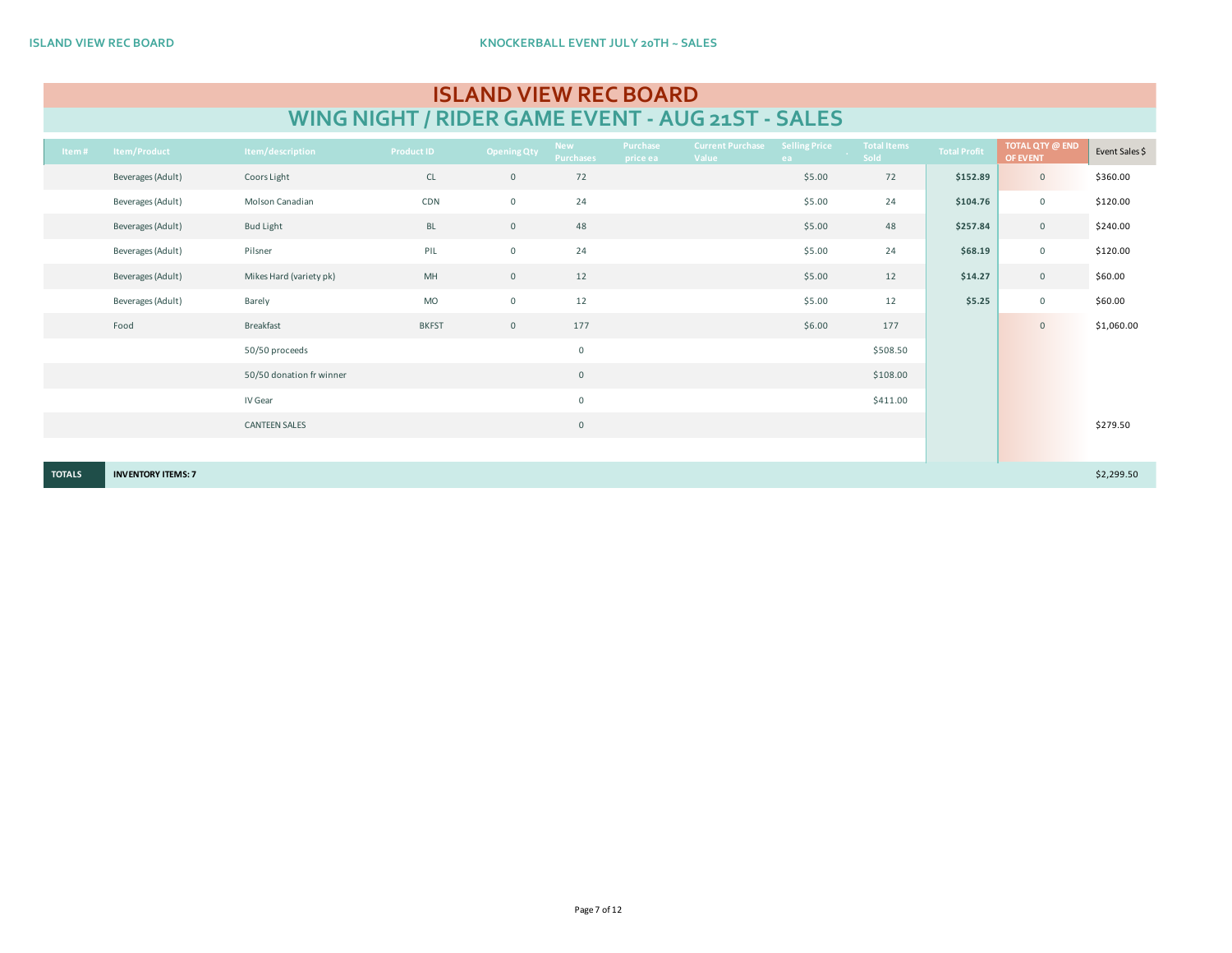# ISLAND VIEW REC BOARD

## WING NIGHT / RIDER GAME EVENT - AUG 21ST - SALES

| Item # | Item/Product | Item/description | Product ID | Opening Qty | New Purchases | Purchase price ea | Current Purchase Value | Selling Price ea | Total Items Sold | Total Profit | TOTAL QTY @ END OF EVENT | Event Sales $ |
|---|---|---|---|---|---|---|---|---|---|---|---|---|
| | Beverages (Adult) | Coors Light | CL | 0 | 72 | | | $5.00 | 72 | **$152.89** | 0 | $360.00 |
| | Beverages (Adult) | Molson Canadian | CDN | 0 | 24 | | | $5.00 | 24 | **$104.76** | 0 | $120.00 |
| | Beverages (Adult) | Bud Light | BL | 0 | 48 | | | $5.00 | 48 | **$257.84** | 0 | $240.00 |
| | Beverages (Adult) | Pilsner | PIL | 0 | 24 | | | $5.00 | 24 | **$68.19** | 0 | $120.00 |
| | Beverages (Adult) | Mikes Hard (variety pk) | MH | 0 | 12 | | | $5.00 | 12 | **$14.27** | 0 | $60.00 |
| | Beverages (Adult) | Barely | MO | 0 | 12 | | | $5.00 | 12 | **$5.25** | 0 | $60.00 |
| | Food | Breakfast | BKFST | 0 | 177 | | | $6.00 | 177 | | 0 | $1,060.00 |
| | | 50/50 proceeds | | | 0 | | | | $508.50 | | | |
| | | 50/50 donation fr winner | | | 0 | | | | $108.00 | | | |
| | | IV Gear | | | 0 | | | | $411.00 | | | |
| | | CANTEEN SALES | | | 0 | | | | | | | $279.50 |
| **TOTALS** | **INVENTORY ITEMS: 7** | | | | | | | | | | | $2,299.50 |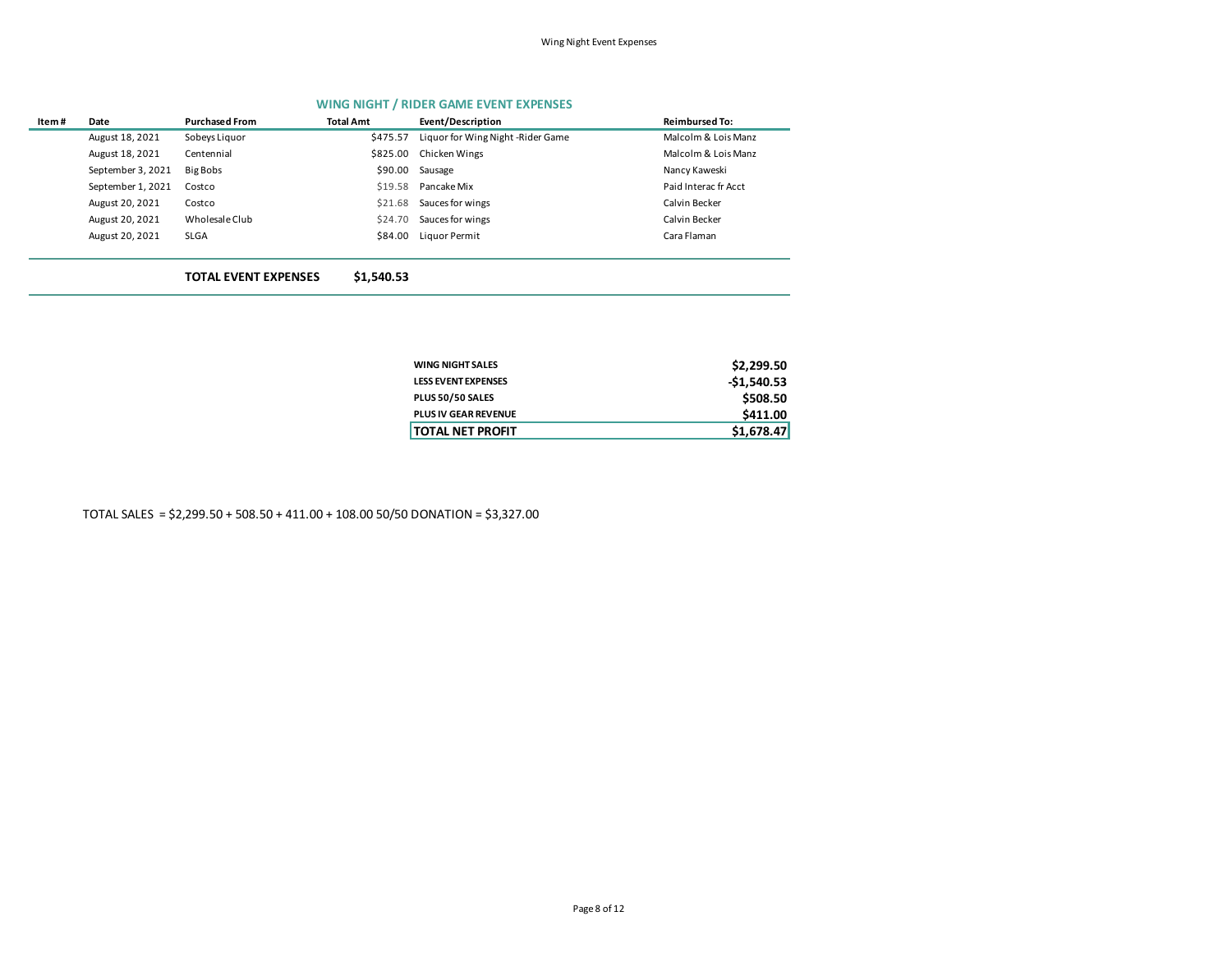## WING NIGHT / RIDER GAME EVENT EXPENSES

| Item # | Date | Purchased From | Total Amt | Event/Description | Reimbursed To: |
|---|---|---|---|---|---|
| | August 18, 2021 | Sobeys Liquor | $475.57 | Liquor for Wing Night -Rider Game | Malcolm & Lois Manz |
| | August 18, 2021 | Centennial | $825.00 | Chicken Wings | Malcolm & Lois Manz |
| | September 3, 2021 | Big Bobs | $90.00 | Sausage | Nancy Kaweski |
| | September 1, 2021 | Costco | $19.58 | Pancake Mix | Paid Interac fr Acct |
| | August 20, 2021 | Costco | $21.68 | Sauces for wings | Calvin Becker |
| | August 20, 2021 | Wholesale Club | $24.70 | Sauces for wings | Calvin Becker |
| | August 20, 2021 | SLGA | $84.00 | Liquor Permit | Cara Flaman |
| | | **TOTAL EVENT EXPENSES** | **$1,540.53** | | |

| | |
|---|---|
| **WING NIGHT SALES** | **$2,299.50** |
| **LESS EVENT EXPENSES** | **-$1,540.53** |
| **PLUS 50/50 SALES** | **$508.50** |
| **PLUS IV GEAR REVENUE** | **$411.00** |
| **TOTAL NET PROFIT** | **$1,678.47** |

TOTAL SALES = $2,299.50 + 508.50 + 411.00 + 108.00 50/50 DONATION = $3,327.00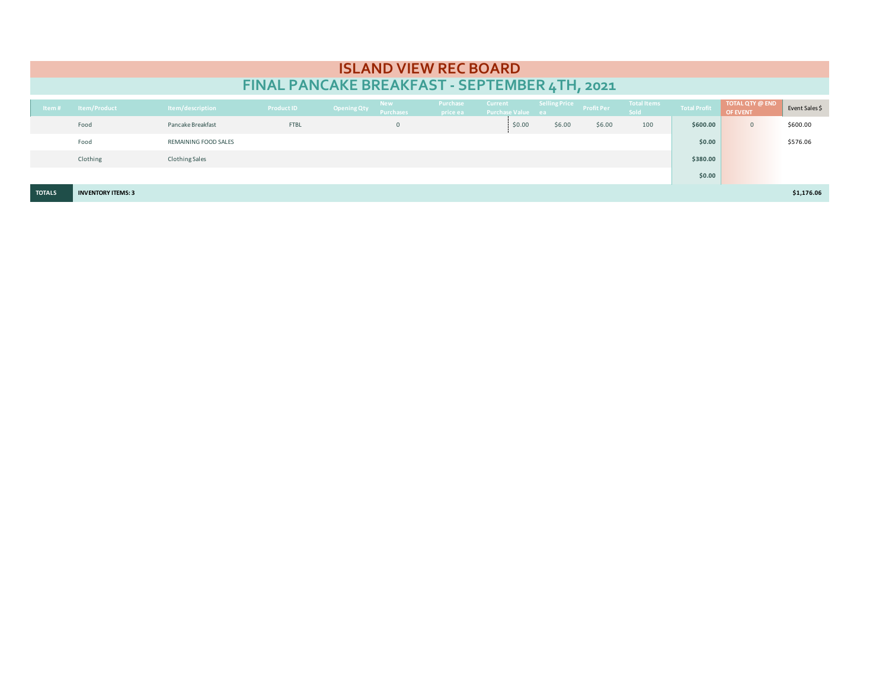# ISLAND VIEW REC BOARD

## FINAL PANCAKE BREAKFAST - SEPTEMBER 4TH, 2021

| Item # | Item/Product | Item/description | Product ID | Opening Qty | New Purchases | Purchase price ea | Current Purchase Value | Selling Price ea | Profit Per | Total Items Sold | Total Profit | TOTAL QTY @ END OF EVENT | Event Sales $ |
|---|---|---|---|---|---|---|---|---|---|---|---|---|---|
| | Food | Pancake Breakfast | FTBL | | 0 | | $0.00 | $6.00 | $6.00 | 100 | **$600.00** | 0 | $600.00 |
| | Food | REMAINING FOOD SALES | | | | | | | | | **$0.00** | | $576.06 |
| | Clothing | Clothing Sales | | | | | | | | | **$380.00** | | |
| | | | | | | | | | | | **$0.00** | | |
| **TOTALS** | **INVENTORY ITEMS: 3** | | | | | | | | | | | | **$1,176.06** |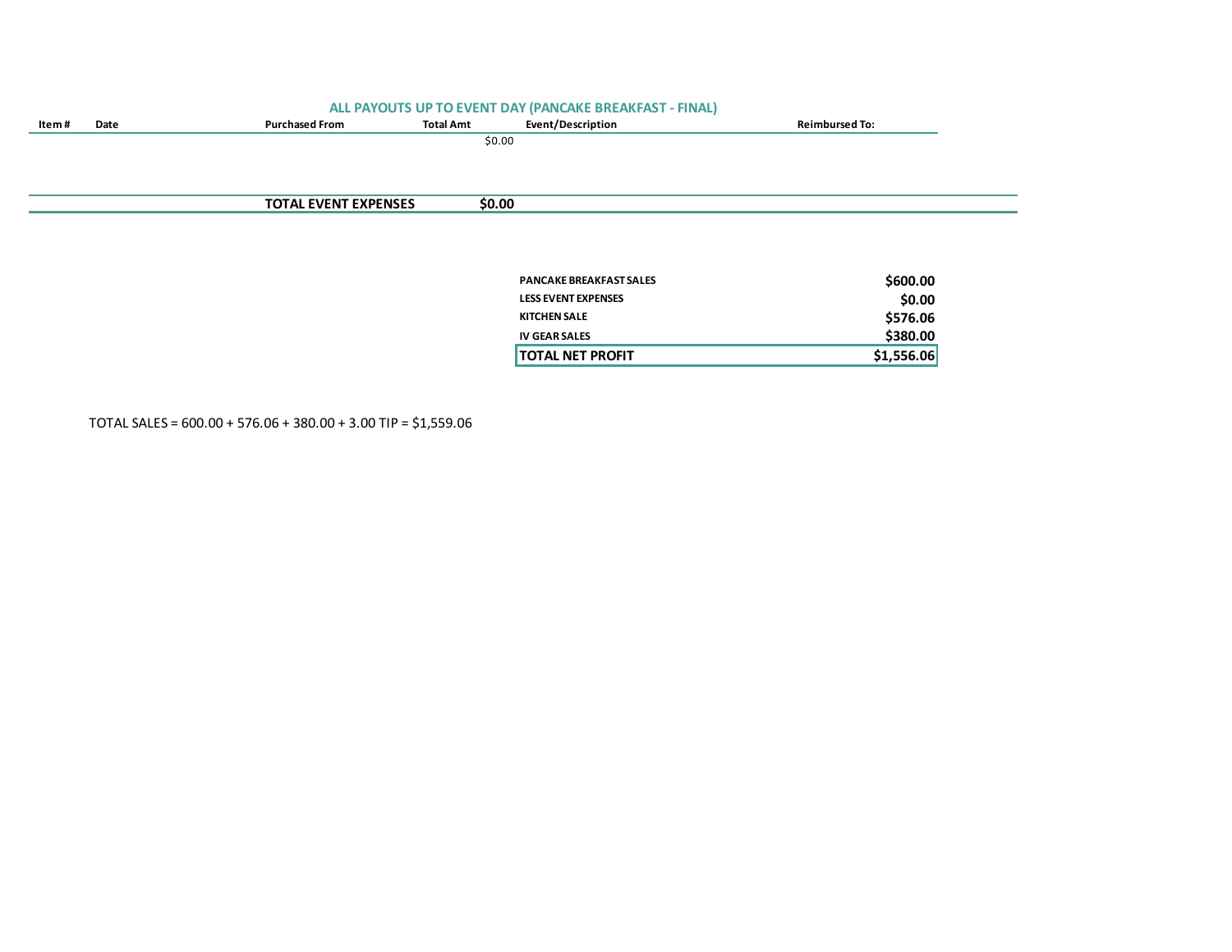## ALL PAYOUTS UP TO EVENT DAY (PANCAKE BREAKFAST - FINAL)

| Item # | Date | Purchased From | Total Amt | Event/Description | Reimbursed To: |
|---|---|---|---|---|---|
| | | | $0.00 | | |
| | | **TOTAL EVENT EXPENSES** | **$0.00** | | |

| | |
|---|---|
| **PANCAKE BREAKFAST SALES** | **$600.00** |
| **LESS EVENT EXPENSES** | **$0.00** |
| **KITCHEN SALE** | **$576.06** |
| **IV GEAR SALES** | **$380.00** |
| **TOTAL NET PROFIT** | **$1,556.06** |

TOTAL SALES = 600.00 + 576.06 + 380.00 + 3.00 TIP = $1,559.06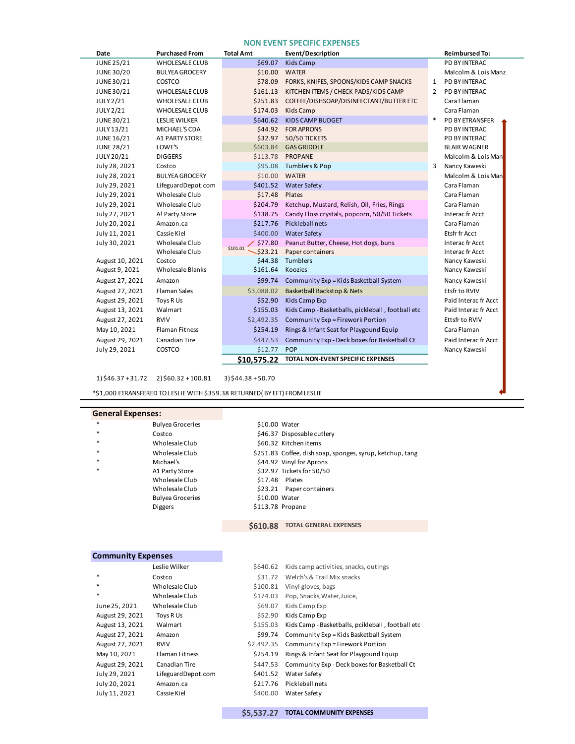## NON EVENT SPECIFIC EXPENSES

| Date | Purchased From | Total Amt | Event/Description | | Reimbursed To: |
|---|---|---|---|---|---|
| JUNE 25/21 | WHOLESALE CLUB | $69.07 | Kids Camp | | PD BY INTERAC |
| JUNE 30/20 | BULYEA GROCERY | $10.00 | WATER | | Malcolm & Lois Manz |
| JUNE 30/21 | COSTCO | $78.09 | FORKS, KNIFES, SPOONS/KIDS CAMP SNACKS | 1 | PD BY INTERAC |
| JUNE 30/21 | WHOLESALE CLUB | $161.13 | KITCHEN ITEMS / CHECK PADS/KIDS CAMP | 2 | PD BY INTERAC |
| JULY 2/21 | WHOLESALE CLUB | $251.83 | COFFEE/DISHSOAP/DISINFECTANT/BUTTER ETC | | Cara Flaman |
| JULY 2/21 | WHOLESALE CLUB | $174.03 | Kids Camp | | Cara Flaman |
| JUNE 30/21 | LESLIE WILKER | $640.62 | KIDS CAMP BUDGET | * | PD BY ETRANSFER |
| JULY 13/21 | MICHAEL'S CDA | $44.92 | FOR APRONS | | PD BY INTERAC |
| JUNE 16/21 | A1 PARTY STORE | $32.97 | 50/50 TICKETS | | PD BY INTERAC |
| JUNE 28/21 | LOWE'S | $603.84 | GAS GRIDDLE | | BLAIR WAGNER |
| JULY 20/21 | DIGGERS | $113.78 | PROPANE | | Malcolm & Lois Man |
| July 28, 2021 | Costco | $95.08 | Tumblers & Pop | 3 | Nancy Kaweski |
| July 28, 2021 | BULYEA GROCERY | $10.00 | WATER | | Malcolm & Lois Man |
| July 29, 2021 | LifeguardDepot.com | $401.52 | Water Safety | | Cara Flaman |
| July 29, 2021 | Wholesale Club | $17.48 | Plates | | Cara Flaman |
| July 29, 2021 | Wholesale Club | $204.79 | Ketchup, Mustard, Relish, Oil, Fries, Rings | | Cara Flaman |
| July 27, 2021 | A! Party Store | $138.75 | Candy Floss crystals, popcorn, 50/50 Tickets | | Interac fr Acct |
| July 20, 2021 | Amazon.ca | $217.76 | Pickleball nets | | Cara Flaman |
| July 11, 2021 | Cassie Kiel | $400.00 | Water Safety | | Etsfr fr Acct |
| July 30, 2021 | Wholesale Club | $77.80 | Peanut Butter, Cheese, Hot dogs, buns | | Interac fr Acct |
| | Wholesale Club | $101.01 $23.21 | Paper containers | | Interac fr Acct |
| August 10, 2021 | Costco | $44.38 | Tumblers | | Nancy Kaweski |
| August 9, 2021 | Wholesale Blanks | $161.64 | Koozies | | Nancy Kaweski |
| August 27, 2021 | Amazon | $99.74 | Community Exp = Kids Basketball System | | Nancy Kaweski |
| August 27, 2021 | Flaman Sales | $3,088.02 | Basketball Backstop & Nets | | Etsfr to RVIV |
| August 29, 2021 | Toys R Us | $52.90 | Kids Camp Exp | | Paid Interac fr Acct |
| August 13, 2021 | Walmart | $155.03 | Kids Camp - Basketballs, pickleball , football etc | | Paid Interac fr Acct |
| August 27, 2021 | RVIV | $2,492.35 | Community Exp = Firework Portion | | Ettsfr to RVIV |
| May 10, 2021 | Flaman Fitness | $254.19 | Rings & Infant Seat for Playgound Equip | | Cara Flaman |
| August 29, 2021 | Canadian Tire | $447.53 | Community Exp - Deck boxes for Basketball Ct | | Paid Interac fr Acct |
| July 29, 2021 | COSTCO | $12.77 | POP | | Nancy Kaweski |
| | | **$10,575.22** | **TOTAL NON-EVENT SPECIFIC EXPENSES** | | |

1) $46.37 + 31.72 2) $60.32 + 100.81 3) $44.38 + 50.70

*$1,000 ETRANSFERED TO LESLIE WITH $359.38 RETURNED( BY EFT) FROM LESLIE

## General Expenses:

| | Purchased From | Amount | Description |
|---|---|---|---|
| * | Bulyea Groceries | $10.00 | Water |
| * | Costco | $46.37 | Disposable cutlery |
| * | Wholesale Club | $60.32 | Kitchen items |
| * | Wholesale Club | $251.83 | Coffee, dish soap, sponges, syrup, ketchup, tang |
| * | Michael's | $44.92 | Vinyl for Aprons |
| * | A1 Party Store | $32.97 | Tickets for 50/50 |
| | Wholesale Club | $17.48 | Plates |
| | Wholesale Club | $23.21 | Paper containers |
| | Bulyea Groceries | $10.00 | Water |
| | Diggers | $113.78 | Propane |
| | | **$610.88** | **TOTAL GENERAL EXPENSES** |

## Community Expenses

| Date | Purchased From | Amount | Description |
|---|---|---|---|
| | Leslie Wilker | $640.62 | Kids camp activities, snacks, outings |
| * | Costco | $31.72 | Welch's & Trail Mix snacks |
| * | Wholesale Club | $100.81 | Vinyl gloves, bags |
| * | Wholesale Club | $174.03 | Pop, Snacks,Water,Juice, |
| June 25, 2021 | Wholesale Club | $69.07 | Kids Camp Exp |
| August 29, 2021 | Toys R Us | $52.90 | Kids Camp Exp |
| August 13, 2021 | Walmart | $155.03 | Kids Camp - Basketballs, pcikleball , football etc |
| August 27, 2021 | Amazon | $99.74 | Community Exp = Kids Basketball System |
| August 27, 2021 | RVIV | $2,492.35 | Community Exp = Firework Portion |
| May 10, 2021 | Flaman Fitness | $254.19 | Rings & Infant Seat for Playgound Equip |
| August 29, 2021 | Canadian Tire | $447.53 | Community Exp - Deck boxes for Basketball Ct |
| July 29, 2021 | LifeguardDepot.com | $401.52 | Water Safety |
| July 20, 2021 | Amazon.ca | $217.76 | Pickleball nets |
| July 11, 2021 | Cassie Kiel | $400.00 | Water Safety |
| | | **$5,537.27** | **TOTAL COMMUNITY EXPENSES** |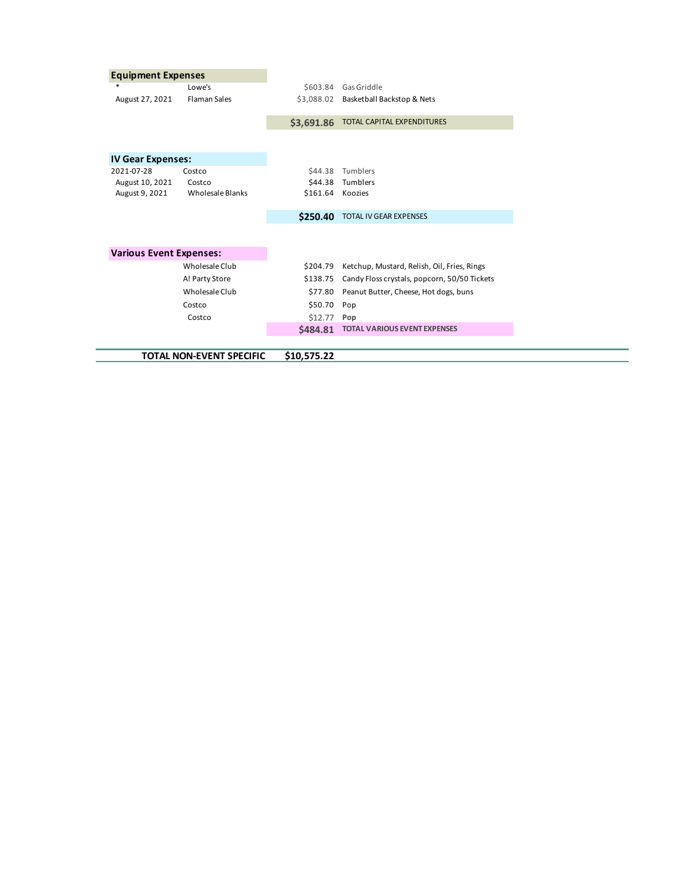| Equipment Expenses | | | |
| --- | --- | --- | --- |
| * | Lowe's | $603.84 | Gas Griddle |
| August 27, 2021 | Flaman Sales | $3,088.02 | Basketball Backstop & Nets |
| | | **$3,691.86** | TOTAL CAPITAL EXPENDITURES |

| IV Gear Expenses: | | | |
| --- | --- | --- | --- |
| 2021-07-28 | Costco | $44.38 | Tumblers |
| August 10, 2021 | Costco | $44.38 | Tumblers |
| August 9, 2021 | Wholesale Blanks | $161.64 | Koozies |
| | | **$250.40** | TOTAL IV GEAR EXPENSES |

| Various Event Expenses: | | | |
| --- | --- | --- | --- |
| | Wholesale Club | $204.79 | Ketchup, Mustard, Relish, Oil, Fries, Rings |
| | A! Party Store | $138.75 | Candy Floss crystals, popcorn, 50/50 Tickets |
| | Wholesale Club | $77.80 | Peanut Butter, Cheese, Hot dogs, buns |
| | Costco | $50.70 | Pop |
| | Costco | $12.77 | **Pop** |
| | | **$484.81** | **TOTAL VARIOUS EVENT EXPENSES** |

**TOTAL NON-EVENT SPECIFIC $10,575.22**